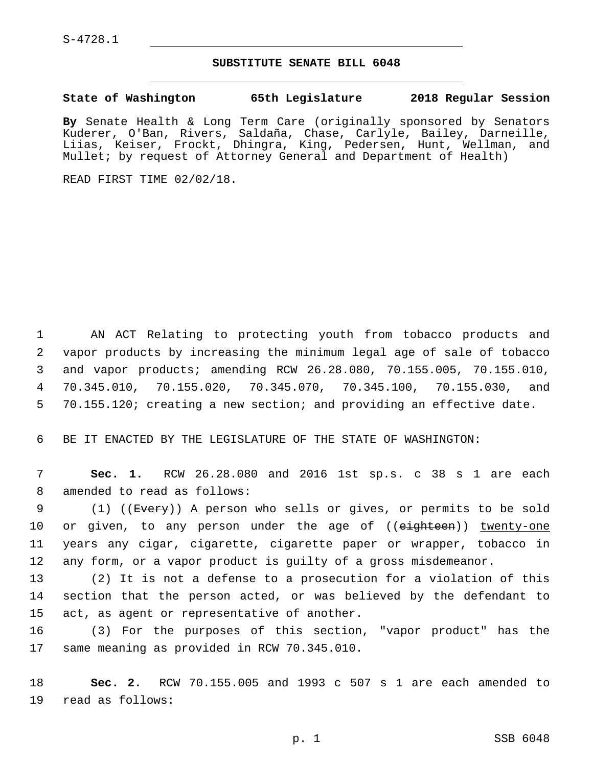S-4728.1

## SUBSTITUTE SENATE BILL 6048

**State of Washington 65th Legislature 2018 Regular Session**

**By** Senate Health & Long Term Care (originally sponsored by Senators Kuderer, O'Ban, Rivers, Saldaña, Chase, Carlyle, Bailey, Darneille, Liias, Keiser, Frockt, Dhingra, King, Pedersen, Hunt, Wellman, and Mullet; by request of Attorney General and Department of Health)

READ FIRST TIME 02/02/18.

1 AN ACT Relating to protecting youth from tobacco products and
2 vapor products by increasing the minimum legal age of sale of tobacco
3 and vapor products; amending RCW 26.28.080, 70.155.005, 70.155.010,
4 70.345.010, 70.155.020, 70.345.070, 70.345.100, 70.155.030, and
5 70.155.120; creating a new section; and providing an effective date.

6 BE IT ENACTED BY THE LEGISLATURE OF THE STATE OF WASHINGTON:

7 **Sec. 1.** RCW 26.28.080 and 2016 1st sp.s. c 38 s 1 are each
8 amended to read as follows:

9 (1) ((~~Every~~)) <u>A</u> person who sells or gives, or permits to be sold
10 or given, to any person under the age of ((~~eighteen~~)) <u>twenty-one</u>
11 years any cigar, cigarette, cigarette paper or wrapper, tobacco in
12 any form, or a vapor product is guilty of a gross misdemeanor.

13 (2) It is not a defense to a prosecution for a violation of this
14 section that the person acted, or was believed by the defendant to
15 act, as agent or representative of another.

16 (3) For the purposes of this section, "vapor product" has the
17 same meaning as provided in RCW 70.345.010.

18 **Sec. 2.** RCW 70.155.005 and 1993 c 507 s 1 are each amended to
19 read as follows: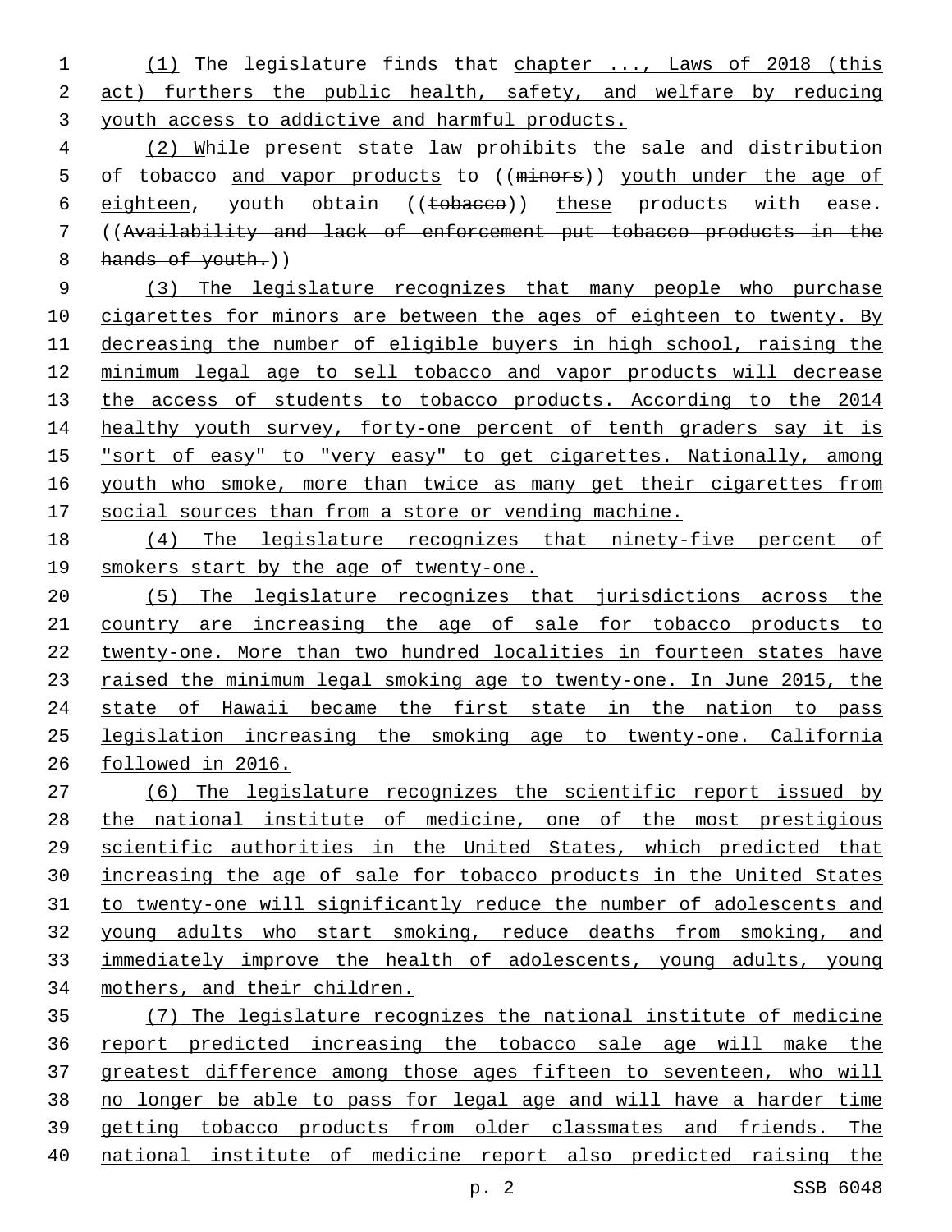(1) The legislature finds that chapter ..., Laws of 2018 (this act) furthers the public health, safety, and welfare by reducing youth access to addictive and harmful products.

(2) While present state law prohibits the sale and distribution of tobacco and vapor products to ((minors)) youth under the age of eighteen, youth obtain ((tobacco)) these products with ease. ((Availability and lack of enforcement put tobacco products in the hands of youth.))

(3) The legislature recognizes that many people who purchase cigarettes for minors are between the ages of eighteen to twenty. By decreasing the number of eligible buyers in high school, raising the minimum legal age to sell tobacco and vapor products will decrease the access of students to tobacco products. According to the 2014 healthy youth survey, forty-one percent of tenth graders say it is "sort of easy" to "very easy" to get cigarettes. Nationally, among youth who smoke, more than twice as many get their cigarettes from social sources than from a store or vending machine.

(4) The legislature recognizes that ninety-five percent of smokers start by the age of twenty-one.

(5) The legislature recognizes that jurisdictions across the country are increasing the age of sale for tobacco products to twenty-one. More than two hundred localities in fourteen states have raised the minimum legal smoking age to twenty-one. In June 2015, the state of Hawaii became the first state in the nation to pass legislation increasing the smoking age to twenty-one. California followed in 2016.

(6) The legislature recognizes the scientific report issued by the national institute of medicine, one of the most prestigious scientific authorities in the United States, which predicted that increasing the age of sale for tobacco products in the United States to twenty-one will significantly reduce the number of adolescents and young adults who start smoking, reduce deaths from smoking, and immediately improve the health of adolescents, young adults, young mothers, and their children.

(7) The legislature recognizes the national institute of medicine report predicted increasing the tobacco sale age will make the greatest difference among those ages fifteen to seventeen, who will no longer be able to pass for legal age and will have a harder time getting tobacco products from older classmates and friends. The national institute of medicine report also predicted raising the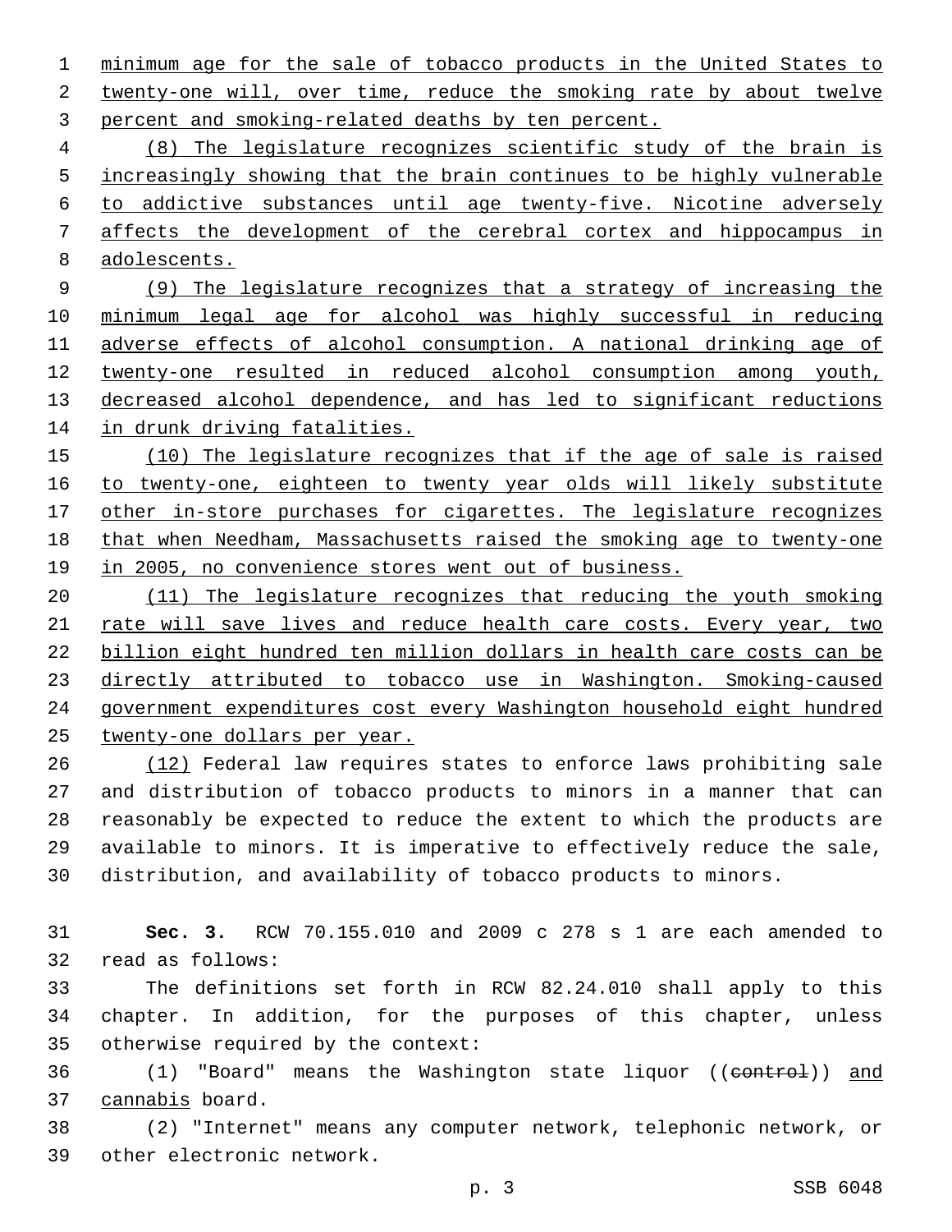minimum age for the sale of tobacco products in the United States to twenty-one will, over time, reduce the smoking rate by about twelve percent and smoking-related deaths by ten percent.

(8) The legislature recognizes scientific study of the brain is increasingly showing that the brain continues to be highly vulnerable to addictive substances until age twenty-five. Nicotine adversely affects the development of the cerebral cortex and hippocampus in adolescents.

(9) The legislature recognizes that a strategy of increasing the minimum legal age for alcohol was highly successful in reducing adverse effects of alcohol consumption. A national drinking age of twenty-one resulted in reduced alcohol consumption among youth, decreased alcohol dependence, and has led to significant reductions in drunk driving fatalities.

(10) The legislature recognizes that if the age of sale is raised to twenty-one, eighteen to twenty year olds will likely substitute other in-store purchases for cigarettes. The legislature recognizes that when Needham, Massachusetts raised the smoking age to twenty-one in 2005, no convenience stores went out of business.

(11) The legislature recognizes that reducing the youth smoking rate will save lives and reduce health care costs. Every year, two billion eight hundred ten million dollars in health care costs can be directly attributed to tobacco use in Washington. Smoking-caused government expenditures cost every Washington household eight hundred twenty-one dollars per year.

(12) Federal law requires states to enforce laws prohibiting sale and distribution of tobacco products to minors in a manner that can reasonably be expected to reduce the extent to which the products are available to minors. It is imperative to effectively reduce the sale, distribution, and availability of tobacco products to minors.

**Sec. 3.** RCW 70.155.010 and 2009 c 278 s 1 are each amended to read as follows:

The definitions set forth in RCW 82.24.010 shall apply to this chapter. In addition, for the purposes of this chapter, unless otherwise required by the context:

(1) "Board" means the Washington state liquor ((~~control~~)) and cannabis board.

(2) "Internet" means any computer network, telephonic network, or other electronic network.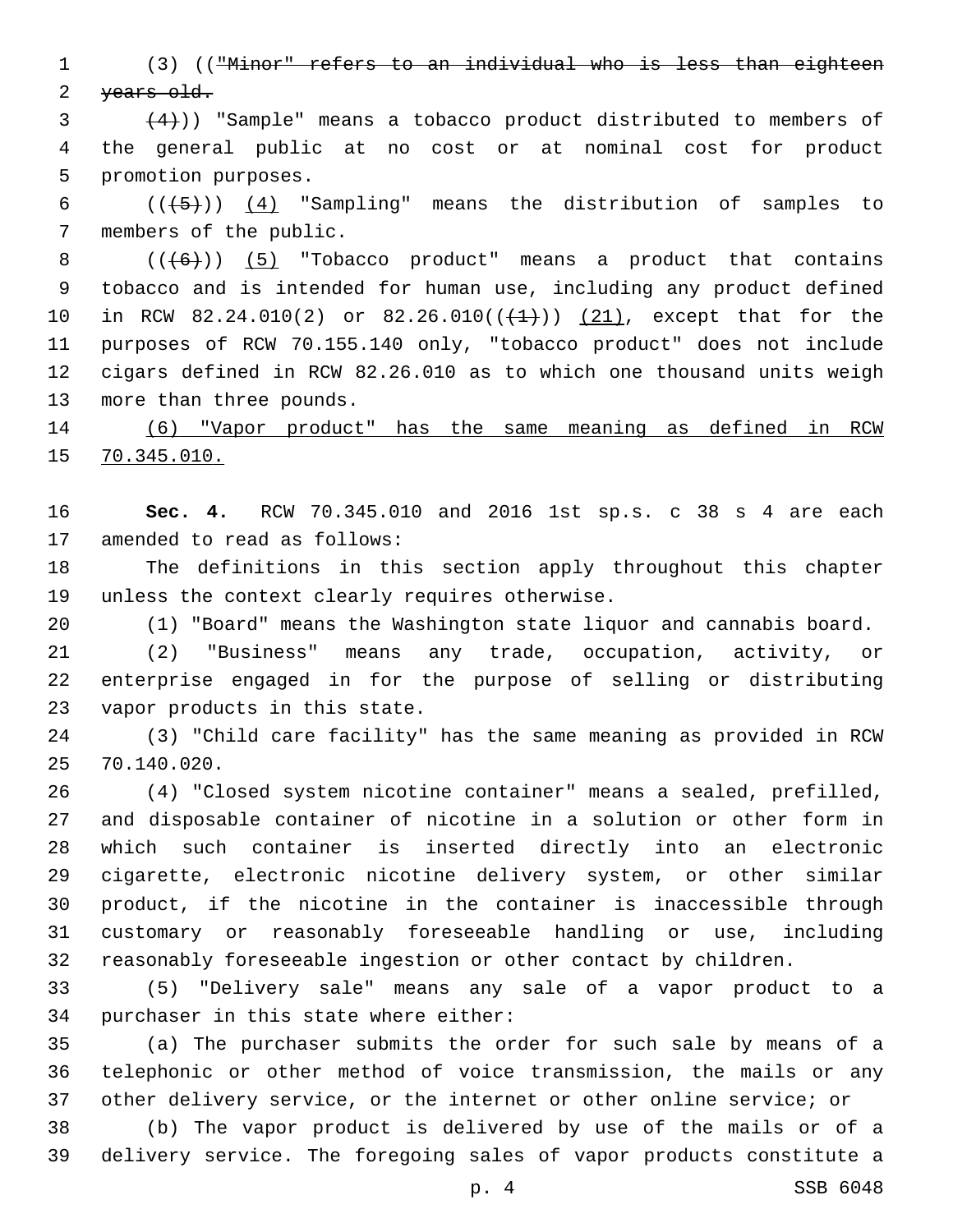(3) ((~~"Minor" refers to an individual who is less than eighteen years old.~~

~~(4)~~)) "Sample" means a tobacco product distributed to members of the general public at no cost or at nominal cost for product promotion purposes.

((~~(5)~~)) <u>(4)</u> "Sampling" means the distribution of samples to members of the public.

((~~(6)~~)) <u>(5)</u> "Tobacco product" means a product that contains tobacco and is intended for human use, including any product defined in RCW 82.24.010(2) or 82.26.010((~~(1)~~)) <u>(21)</u>, except that for the purposes of RCW 70.155.140 only, "tobacco product" does not include cigars defined in RCW 82.26.010 as to which one thousand units weigh more than three pounds.

<u>(6) "Vapor product" has the same meaning as defined in RCW 70.345.010.</u>

**Sec. 4.** RCW 70.345.010 and 2016 1st sp.s. c 38 s 4 are each amended to read as follows:

The definitions in this section apply throughout this chapter unless the context clearly requires otherwise.

(1) "Board" means the Washington state liquor and cannabis board.

(2) "Business" means any trade, occupation, activity, or enterprise engaged in for the purpose of selling or distributing vapor products in this state.

(3) "Child care facility" has the same meaning as provided in RCW 70.140.020.

(4) "Closed system nicotine container" means a sealed, prefilled, and disposable container of nicotine in a solution or other form in which such container is inserted directly into an electronic cigarette, electronic nicotine delivery system, or other similar product, if the nicotine in the container is inaccessible through customary or reasonably foreseeable handling or use, including reasonably foreseeable ingestion or other contact by children.

(5) "Delivery sale" means any sale of a vapor product to a purchaser in this state where either:

(a) The purchaser submits the order for such sale by means of a telephonic or other method of voice transmission, the mails or any other delivery service, or the internet or other online service; or

(b) The vapor product is delivered by use of the mails or of a delivery service. The foregoing sales of vapor products constitute a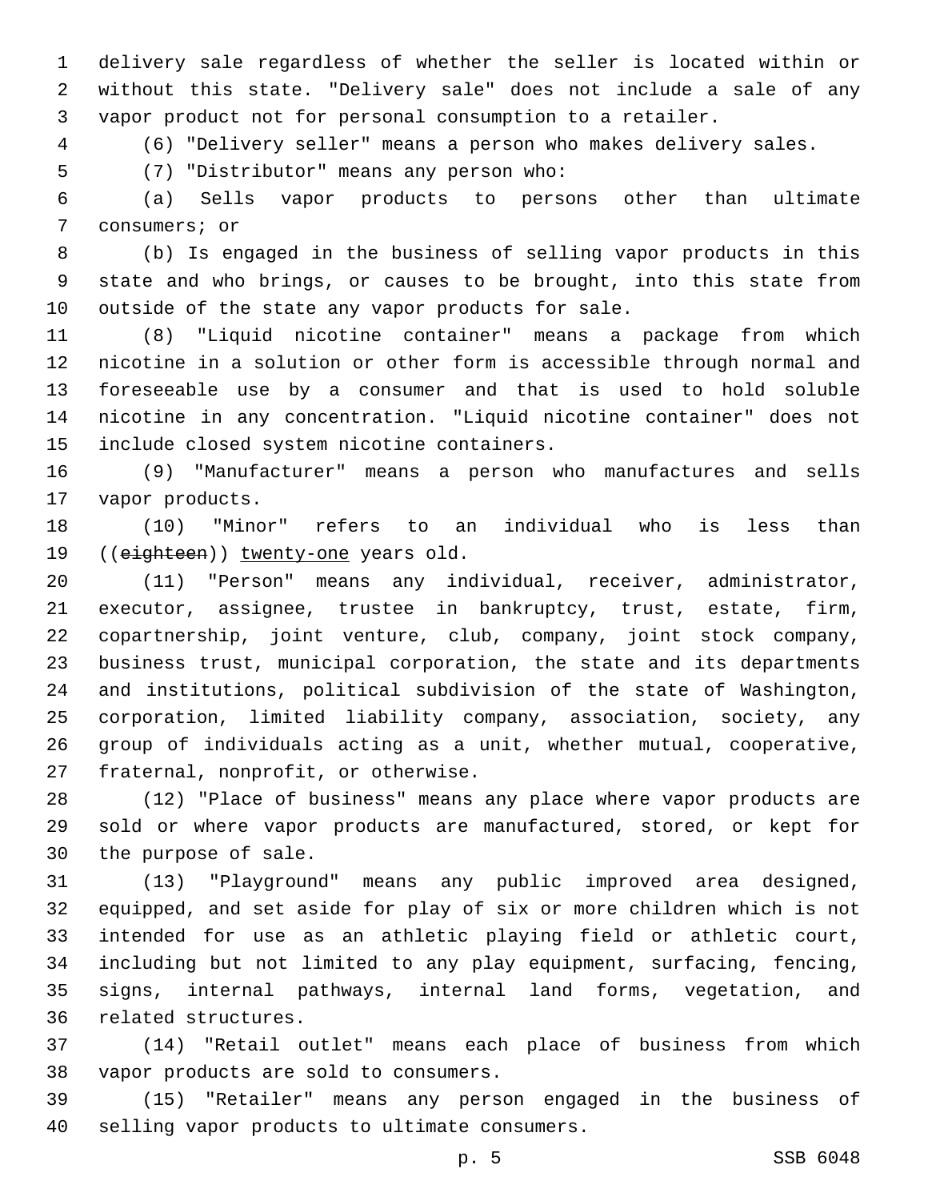delivery sale regardless of whether the seller is located within or without this state. "Delivery sale" does not include a sale of any vapor product not for personal consumption to a retailer.

(6) "Delivery seller" means a person who makes delivery sales.

(7) "Distributor" means any person who:

(a) Sells vapor products to persons other than ultimate consumers; or

(b) Is engaged in the business of selling vapor products in this state and who brings, or causes to be brought, into this state from outside of the state any vapor products for sale.

(8) "Liquid nicotine container" means a package from which nicotine in a solution or other form is accessible through normal and foreseeable use by a consumer and that is used to hold soluble nicotine in any concentration. "Liquid nicotine container" does not include closed system nicotine containers.

(9) "Manufacturer" means a person who manufactures and sells vapor products.

(10) "Minor" refers to an individual who is less than ((~~eighteen~~)) <u>twenty-one</u> years old.

(11) "Person" means any individual, receiver, administrator, executor, assignee, trustee in bankruptcy, trust, estate, firm, copartnership, joint venture, club, company, joint stock company, business trust, municipal corporation, the state and its departments and institutions, political subdivision of the state of Washington, corporation, limited liability company, association, society, any group of individuals acting as a unit, whether mutual, cooperative, fraternal, nonprofit, or otherwise.

(12) "Place of business" means any place where vapor products are sold or where vapor products are manufactured, stored, or kept for the purpose of sale.

(13) "Playground" means any public improved area designed, equipped, and set aside for play of six or more children which is not intended for use as an athletic playing field or athletic court, including but not limited to any play equipment, surfacing, fencing, signs, internal pathways, internal land forms, vegetation, and related structures.

(14) "Retail outlet" means each place of business from which vapor products are sold to consumers.

(15) "Retailer" means any person engaged in the business of selling vapor products to ultimate consumers.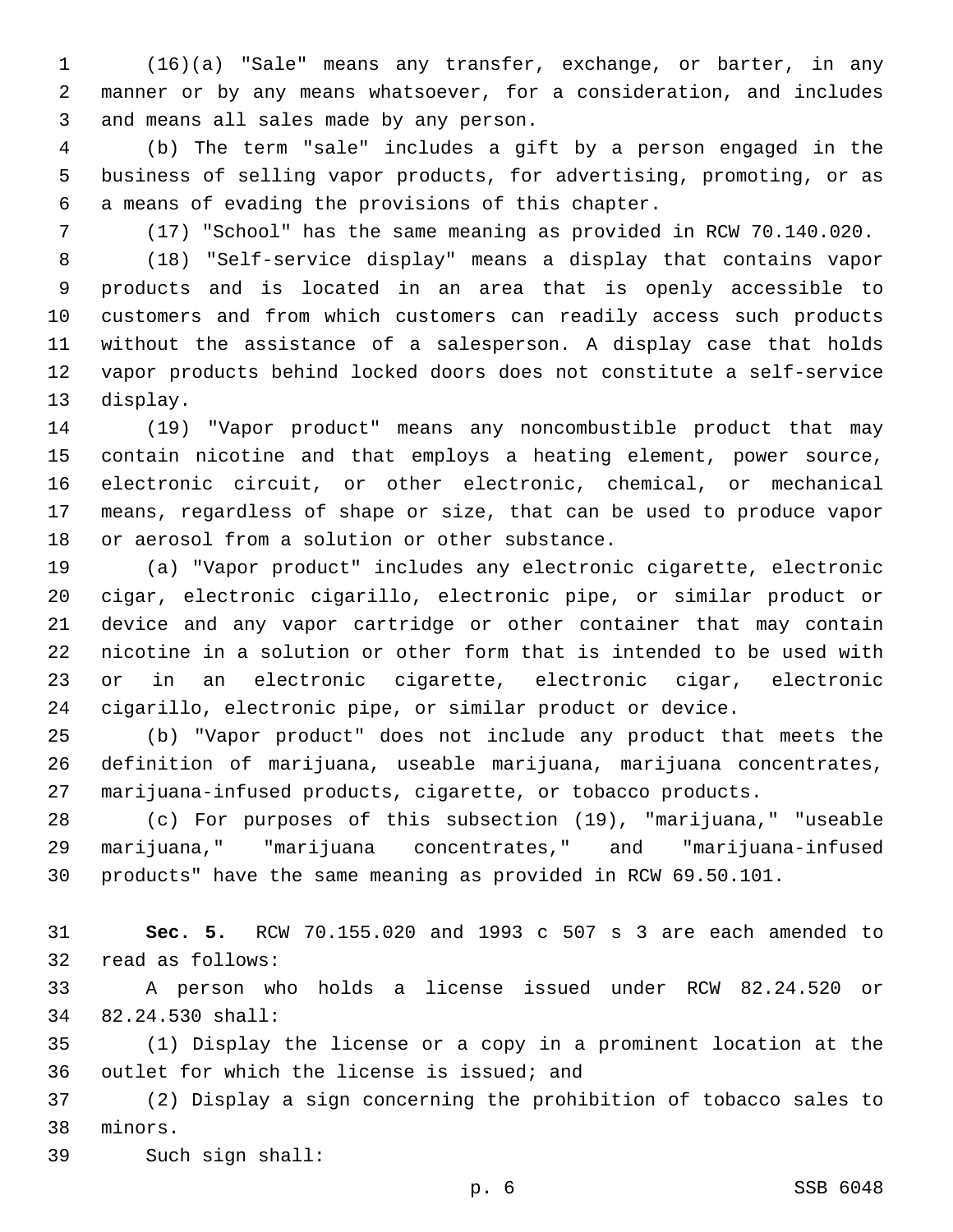(16)(a) "Sale" means any transfer, exchange, or barter, in any manner or by any means whatsoever, for a consideration, and includes and means all sales made by any person.

(b) The term "sale" includes a gift by a person engaged in the business of selling vapor products, for advertising, promoting, or as a means of evading the provisions of this chapter.

(17) "School" has the same meaning as provided in RCW 70.140.020.

(18) "Self-service display" means a display that contains vapor products and is located in an area that is openly accessible to customers and from which customers can readily access such products without the assistance of a salesperson. A display case that holds vapor products behind locked doors does not constitute a self-service display.

(19) "Vapor product" means any noncombustible product that may contain nicotine and that employs a heating element, power source, electronic circuit, or other electronic, chemical, or mechanical means, regardless of shape or size, that can be used to produce vapor or aerosol from a solution or other substance.

(a) "Vapor product" includes any electronic cigarette, electronic cigar, electronic cigarillo, electronic pipe, or similar product or device and any vapor cartridge or other container that may contain nicotine in a solution or other form that is intended to be used with or in an electronic cigarette, electronic cigar, electronic cigarillo, electronic pipe, or similar product or device.

(b) "Vapor product" does not include any product that meets the definition of marijuana, useable marijuana, marijuana concentrates, marijuana-infused products, cigarette, or tobacco products.

(c) For purposes of this subsection (19), "marijuana," "useable marijuana," "marijuana concentrates," and "marijuana-infused products" have the same meaning as provided in RCW 69.50.101.

**Sec. 5.** RCW 70.155.020 and 1993 c 507 s 3 are each amended to read as follows:

A person who holds a license issued under RCW 82.24.520 or 82.24.530 shall:

(1) Display the license or a copy in a prominent location at the outlet for which the license is issued; and

(2) Display a sign concerning the prohibition of tobacco sales to minors.

Such sign shall: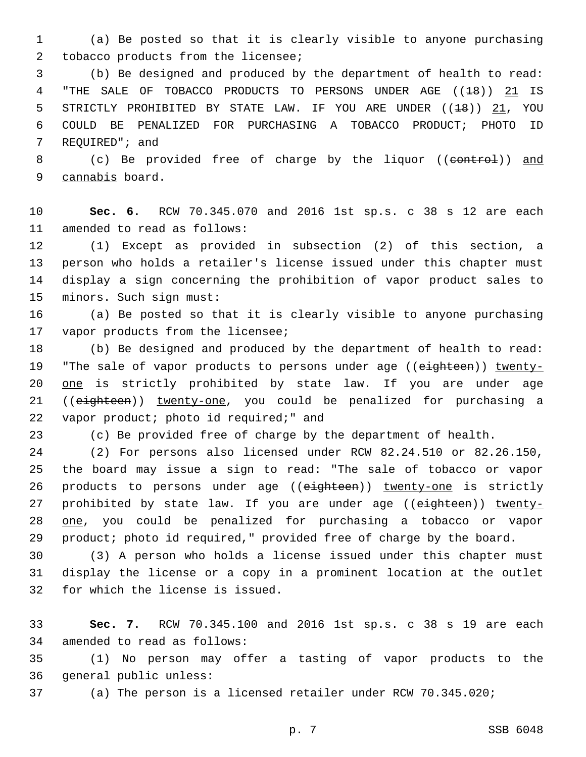(a) Be posted so that it is clearly visible to anyone purchasing tobacco products from the licensee;

(b) Be designed and produced by the department of health to read: "THE SALE OF TOBACCO PRODUCTS TO PERSONS UNDER AGE ((~~18~~)) <u>21</u> IS STRICTLY PROHIBITED BY STATE LAW. IF YOU ARE UNDER ((~~18~~)) <u>21</u>, YOU COULD BE PENALIZED FOR PURCHASING A TOBACCO PRODUCT; PHOTO ID REQUIRED"; and

(c) Be provided free of charge by the liquor ((~~control~~)) <u>and cannabis</u> board.

**Sec. 6.** RCW 70.345.070 and 2016 1st sp.s. c 38 s 12 are each amended to read as follows:

(1) Except as provided in subsection (2) of this section, a person who holds a retailer's license issued under this chapter must display a sign concerning the prohibition of vapor product sales to minors. Such sign must:

(a) Be posted so that it is clearly visible to anyone purchasing vapor products from the licensee;

(b) Be designed and produced by the department of health to read: "The sale of vapor products to persons under age ((~~eighteen~~)) <u>twenty-one</u> is strictly prohibited by state law. If you are under age ((~~eighteen~~)) <u>twenty-one</u>, you could be penalized for purchasing a vapor product; photo id required;" and

(c) Be provided free of charge by the department of health.

(2) For persons also licensed under RCW 82.24.510 or 82.26.150, the board may issue a sign to read: "The sale of tobacco or vapor products to persons under age ((~~eighteen~~)) <u>twenty-one</u> is strictly prohibited by state law. If you are under age ((~~eighteen~~)) <u>twenty-one</u>, you could be penalized for purchasing a tobacco or vapor product; photo id required," provided free of charge by the board.

(3) A person who holds a license issued under this chapter must display the license or a copy in a prominent location at the outlet for which the license is issued.

**Sec. 7.** RCW 70.345.100 and 2016 1st sp.s. c 38 s 19 are each amended to read as follows:

(1) No person may offer a tasting of vapor products to the general public unless:

(a) The person is a licensed retailer under RCW 70.345.020;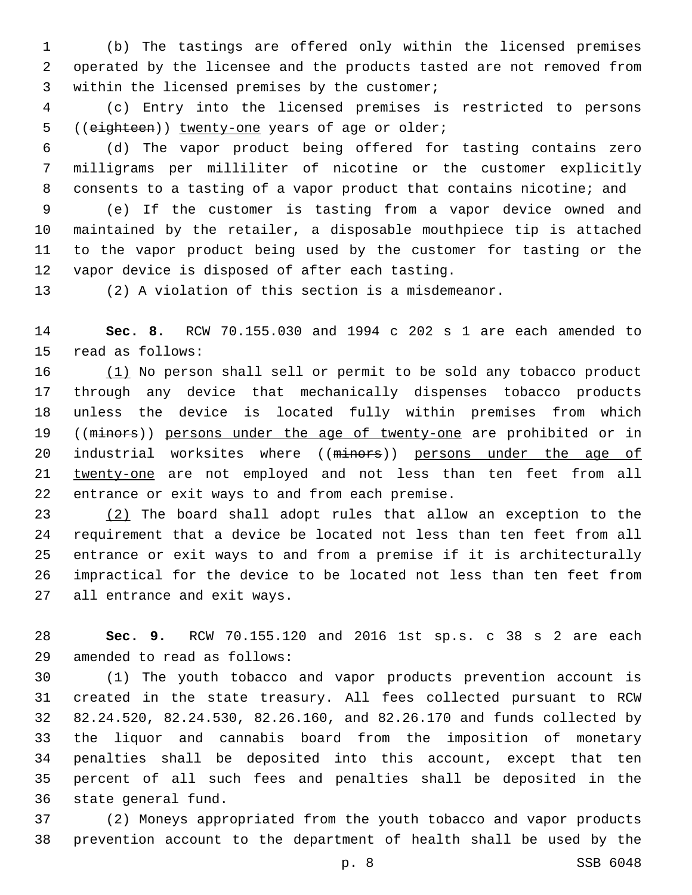(b) The tastings are offered only within the licensed premises operated by the licensee and the products tasted are not removed from within the licensed premises by the customer;

(c) Entry into the licensed premises is restricted to persons ((~~eighteen~~)) <u>twenty-one</u> years of age or older;

(d) The vapor product being offered for tasting contains zero milligrams per milliliter of nicotine or the customer explicitly consents to a tasting of a vapor product that contains nicotine; and

(e) If the customer is tasting from a vapor device owned and maintained by the retailer, a disposable mouthpiece tip is attached to the vapor product being used by the customer for tasting or the vapor device is disposed of after each tasting.

(2) A violation of this section is a misdemeanor.

**Sec. 8.** RCW 70.155.030 and 1994 c 202 s 1 are each amended to read as follows:

<u>(1)</u> No person shall sell or permit to be sold any tobacco product through any device that mechanically dispenses tobacco products unless the device is located fully within premises from which ((~~minors~~)) <u>persons under the age of twenty-one</u> are prohibited or in industrial worksites where ((~~minors~~)) <u>persons under the age of twenty-one</u> are not employed and not less than ten feet from all entrance or exit ways to and from each premise.

<u>(2)</u> The board shall adopt rules that allow an exception to the requirement that a device be located not less than ten feet from all entrance or exit ways to and from a premise if it is architecturally impractical for the device to be located not less than ten feet from all entrance and exit ways.

**Sec. 9.** RCW 70.155.120 and 2016 1st sp.s. c 38 s 2 are each amended to read as follows:

(1) The youth tobacco and vapor products prevention account is created in the state treasury. All fees collected pursuant to RCW 82.24.520, 82.24.530, 82.26.160, and 82.26.170 and funds collected by the liquor and cannabis board from the imposition of monetary penalties shall be deposited into this account, except that ten percent of all such fees and penalties shall be deposited in the state general fund.

(2) Moneys appropriated from the youth tobacco and vapor products prevention account to the department of health shall be used by the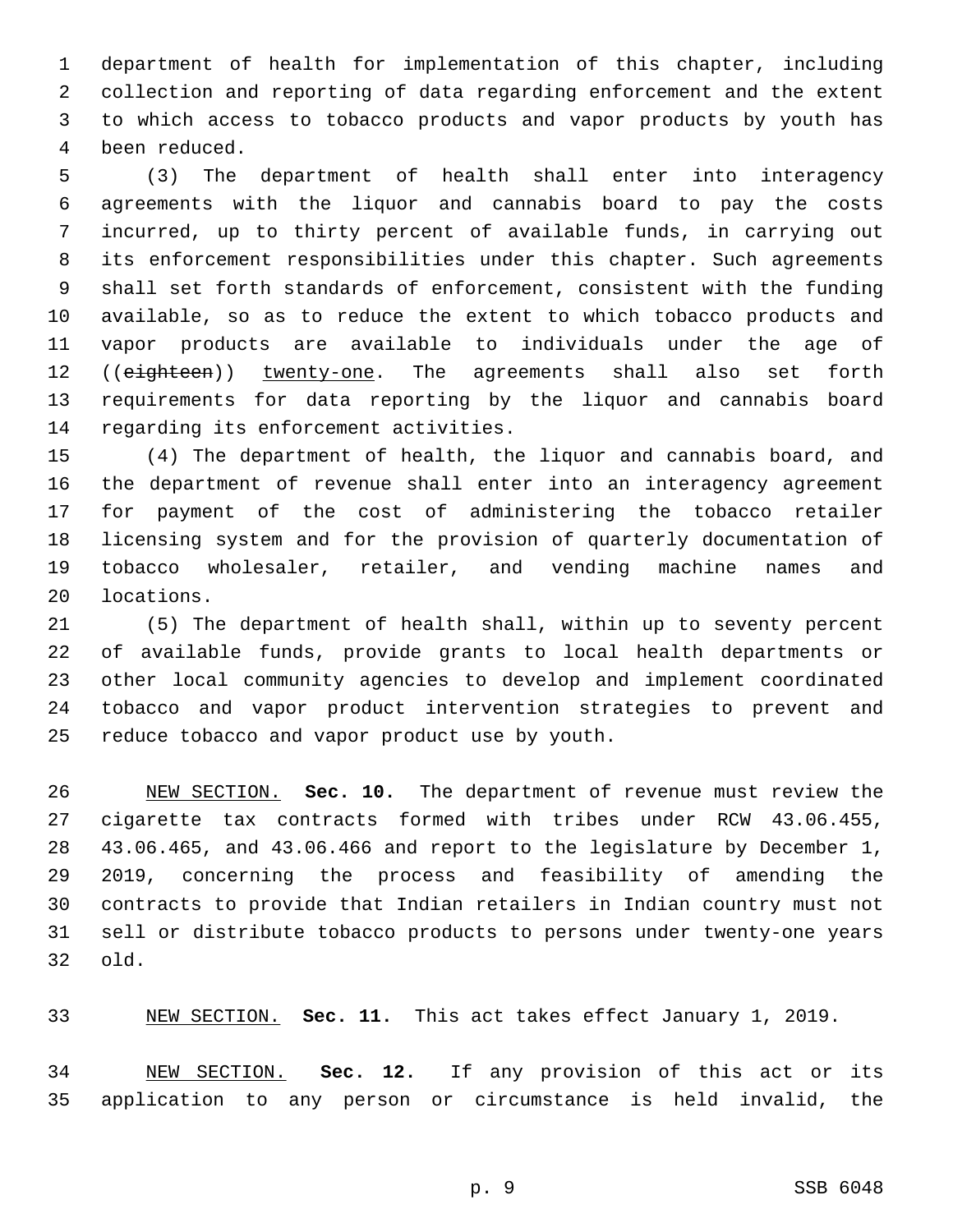department of health for implementation of this chapter, including collection and reporting of data regarding enforcement and the extent to which access to tobacco products and vapor products by youth has been reduced.

(3) The department of health shall enter into interagency agreements with the liquor and cannabis board to pay the costs incurred, up to thirty percent of available funds, in carrying out its enforcement responsibilities under this chapter. Such agreements shall set forth standards of enforcement, consistent with the funding available, so as to reduce the extent to which tobacco products and vapor products are available to individuals under the age of ((~~eighteen~~)) <u>twenty-one</u>. The agreements shall also set forth requirements for data reporting by the liquor and cannabis board regarding its enforcement activities.

(4) The department of health, the liquor and cannabis board, and the department of revenue shall enter into an interagency agreement for payment of the cost of administering the tobacco retailer licensing system and for the provision of quarterly documentation of tobacco wholesaler, retailer, and vending machine names and locations.

(5) The department of health shall, within up to seventy percent of available funds, provide grants to local health departments or other local community agencies to develop and implement coordinated tobacco and vapor product intervention strategies to prevent and reduce tobacco and vapor product use by youth.

<u>NEW SECTION.</u> **Sec. 10.** The department of revenue must review the cigarette tax contracts formed with tribes under RCW 43.06.455, 43.06.465, and 43.06.466 and report to the legislature by December 1, 2019, concerning the process and feasibility of amending the contracts to provide that Indian retailers in Indian country must not sell or distribute tobacco products to persons under twenty-one years old.

<u>NEW SECTION.</u> **Sec. 11.** This act takes effect January 1, 2019.

<u>NEW SECTION.</u> **Sec. 12.** If any provision of this act or its application to any person or circumstance is held invalid, the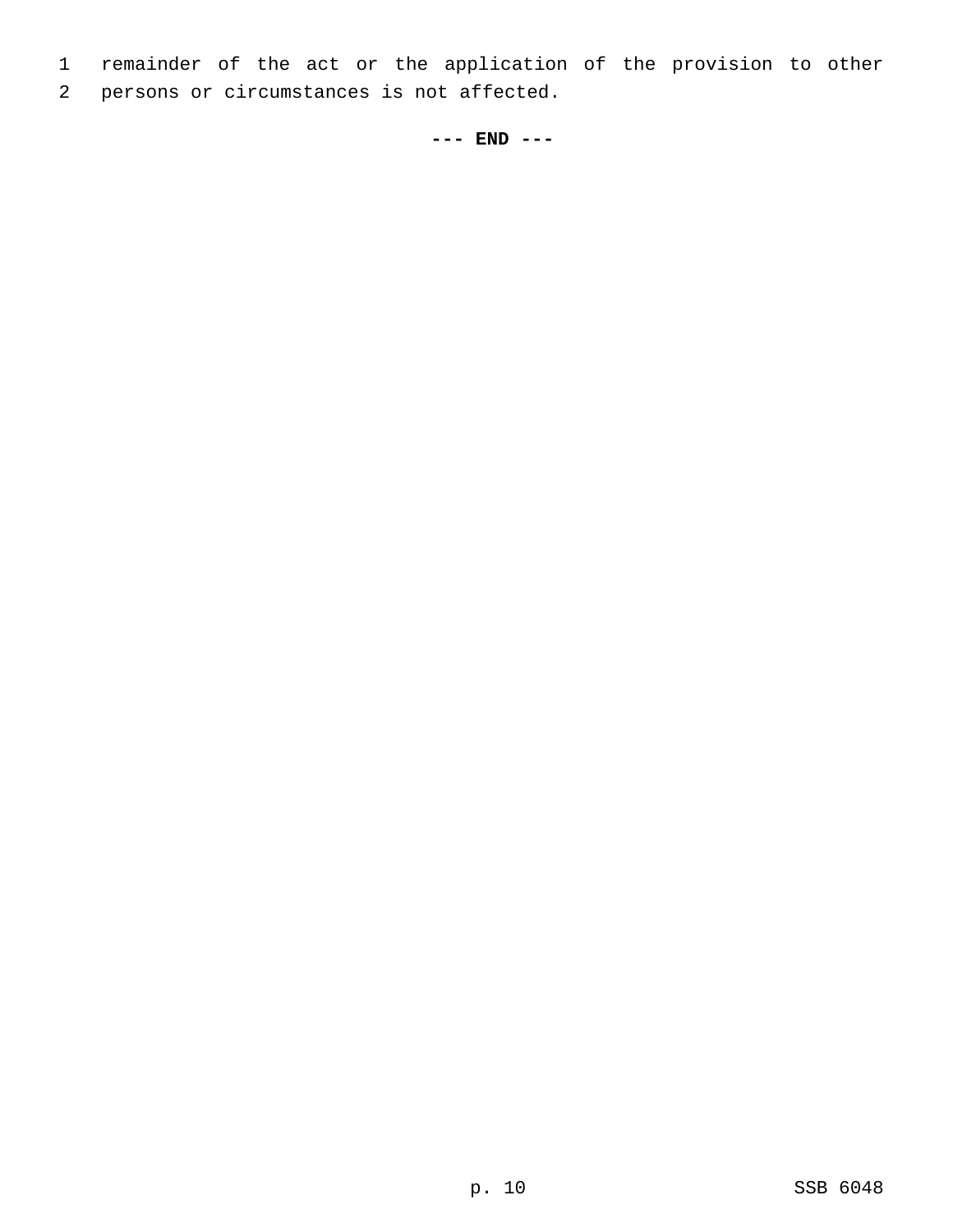remainder of the act or the application of the provision to other persons or circumstances is not affected.

**--- END ---**